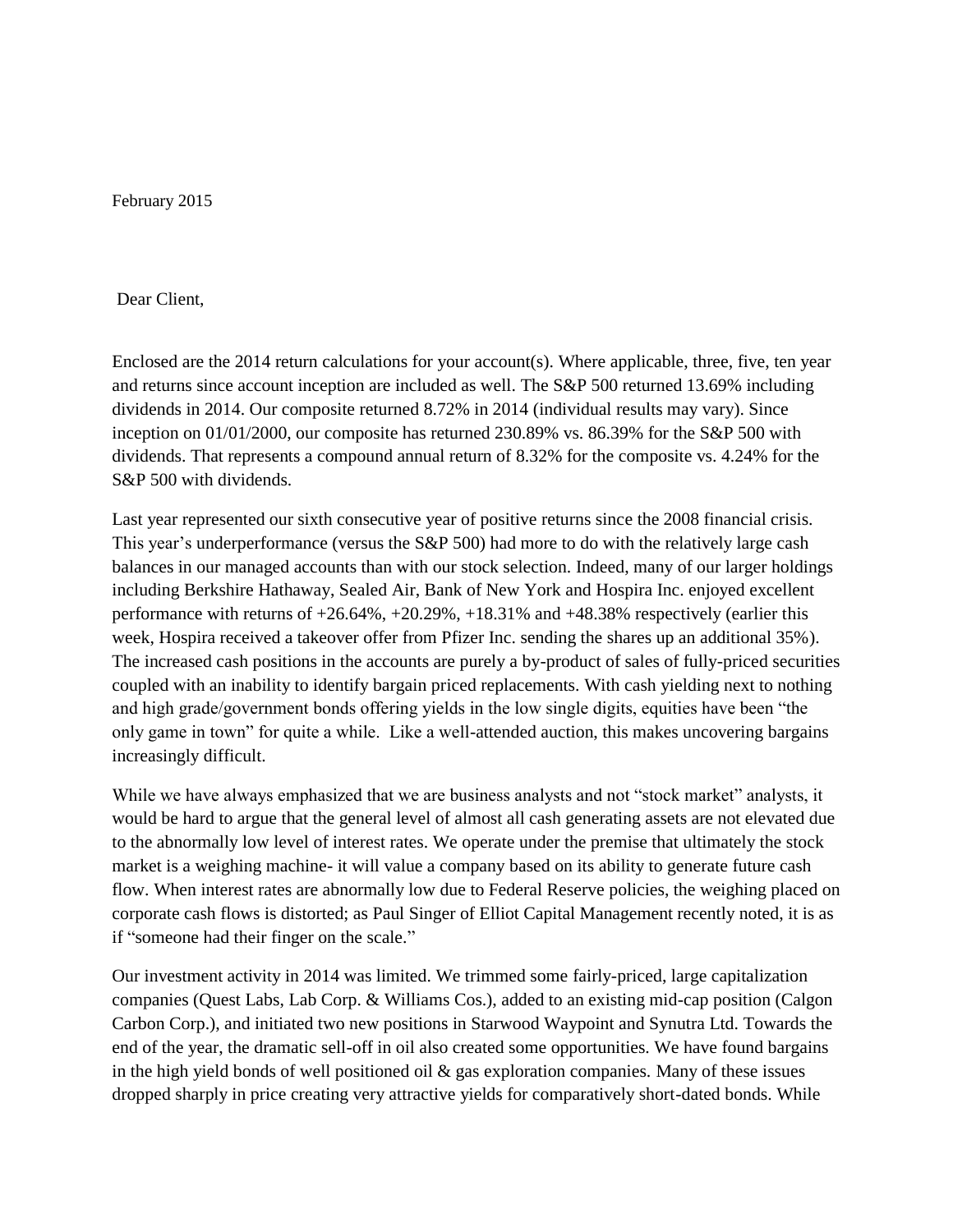February 2015

Dear Client,

Enclosed are the 2014 return calculations for your account(s). Where applicable, three, five, ten year and returns since account inception are included as well. The S&P 500 returned 13.69% including dividends in 2014. Our composite returned 8.72% in 2014 (individual results may vary). Since inception on 01/01/2000, our composite has returned 230.89% vs. 86.39% for the S&P 500 with dividends. That represents a compound annual return of 8.32% for the composite vs. 4.24% for the S&P 500 with dividends.

Last year represented our sixth consecutive year of positive returns since the 2008 financial crisis. This year's underperformance (versus the S&P 500) had more to do with the relatively large cash balances in our managed accounts than with our stock selection. Indeed, many of our larger holdings including Berkshire Hathaway, Sealed Air, Bank of New York and Hospira Inc. enjoyed excellent performance with returns of +26.64%, +20.29%, +18.31% and +48.38% respectively (earlier this week, Hospira received a takeover offer from Pfizer Inc. sending the shares up an additional 35%). The increased cash positions in the accounts are purely a by-product of sales of fully-priced securities coupled with an inability to identify bargain priced replacements. With cash yielding next to nothing and high grade/government bonds offering yields in the low single digits, equities have been "the only game in town" for quite a while. Like a well-attended auction, this makes uncovering bargains increasingly difficult.

While we have always emphasized that we are business analysts and not "stock market" analysts, it would be hard to argue that the general level of almost all cash generating assets are not elevated due to the abnormally low level of interest rates. We operate under the premise that ultimately the stock market is a weighing machine- it will value a company based on its ability to generate future cash flow. When interest rates are abnormally low due to Federal Reserve policies, the weighing placed on corporate cash flows is distorted; as Paul Singer of Elliot Capital Management recently noted, it is as if "someone had their finger on the scale."

Our investment activity in 2014 was limited. We trimmed some fairly-priced, large capitalization companies (Quest Labs, Lab Corp. & Williams Cos.), added to an existing mid-cap position (Calgon Carbon Corp.), and initiated two new positions in Starwood Waypoint and Synutra Ltd. Towards the end of the year, the dramatic sell-off in oil also created some opportunities. We have found bargains in the high yield bonds of well positioned oil & gas exploration companies. Many of these issues dropped sharply in price creating very attractive yields for comparatively short-dated bonds. While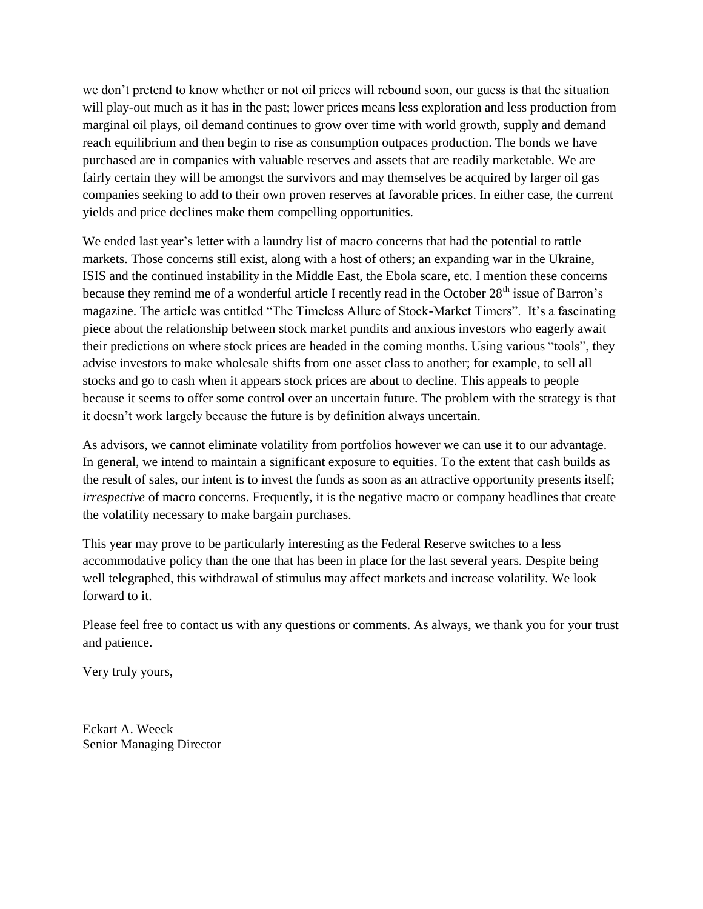we don't pretend to know whether or not oil prices will rebound soon, our guess is that the situation will play-out much as it has in the past; lower prices means less exploration and less production from marginal oil plays, oil demand continues to grow over time with world growth, supply and demand reach equilibrium and then begin to rise as consumption outpaces production. The bonds we have purchased are in companies with valuable reserves and assets that are readily marketable. We are fairly certain they will be amongst the survivors and may themselves be acquired by larger oil gas companies seeking to add to their own proven reserves at favorable prices. In either case, the current yields and price declines make them compelling opportunities.

We ended last year's letter with a laundry list of macro concerns that had the potential to rattle markets. Those concerns still exist, along with a host of others; an expanding war in the Ukraine, ISIS and the continued instability in the Middle East, the Ebola scare, etc. I mention these concerns because they remind me of a wonderful article I recently read in the October 28th issue of Barron's magazine. The article was entitled "The Timeless Allure of Stock-Market Timers". It's a fascinating piece about the relationship between stock market pundits and anxious investors who eagerly await their predictions on where stock prices are headed in the coming months. Using various "tools", they advise investors to make wholesale shifts from one asset class to another; for example, to sell all stocks and go to cash when it appears stock prices are about to decline. This appeals to people because it seems to offer some control over an uncertain future. The problem with the strategy is that it doesn't work largely because the future is by definition always uncertain.

As advisors, we cannot eliminate volatility from portfolios however we can use it to our advantage. In general, we intend to maintain a significant exposure to equities. To the extent that cash builds as the result of sales, our intent is to invest the funds as soon as an attractive opportunity presents itself; *irrespective* of macro concerns. Frequently, it is the negative macro or company headlines that create the volatility necessary to make bargain purchases.

This year may prove to be particularly interesting as the Federal Reserve switches to a less accommodative policy than the one that has been in place for the last several years. Despite being well telegraphed, this withdrawal of stimulus may affect markets and increase volatility. We look forward to it.

Please feel free to contact us with any questions or comments. As always, we thank you for your trust and patience.

Very truly yours,

Eckart A. Weeck
Senior Managing Director